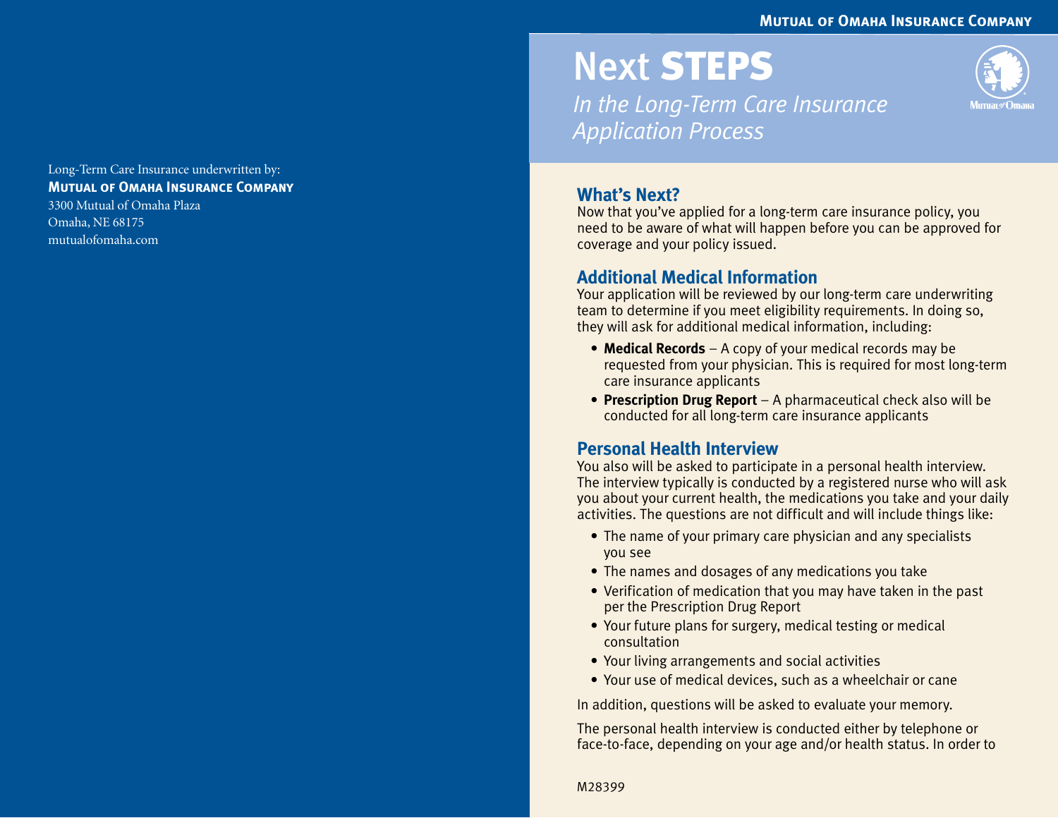Long-Term Care Insurance underwritten by:
**Mutual of Omaha Insurance Company**
3300 Mutual of Omaha Plaza
Omaha, NE 68175
mutualofomaha.com

**Mutual of Omaha Insurance Company**

# Next STEPS

*In the Long-Term Care Insurance Application Process*

## What's Next?

Now that you've applied for a long-term care insurance policy, you need to be aware of what will happen before you can be approved for coverage and your policy issued.

## Additional Medical Information

Your application will be reviewed by our long-term care underwriting team to determine if you meet eligibility requirements. In doing so, they will ask for additional medical information, including:

- **Medical Records** – A copy of your medical records may be requested from your physician. This is required for most long-term care insurance applicants
- **Prescription Drug Report** – A pharmaceutical check also will be conducted for all long-term care insurance applicants

## Personal Health Interview

You also will be asked to participate in a personal health interview. The interview typically is conducted by a registered nurse who will ask you about your current health, the medications you take and your daily activities. The questions are not difficult and will include things like:

- The name of your primary care physician and any specialists you see
- The names and dosages of any medications you take
- Verification of medication that you may have taken in the past per the Prescription Drug Report
- Your future plans for surgery, medical testing or medical consultation
- Your living arrangements and social activities
- Your use of medical devices, such as a wheelchair or cane

In addition, questions will be asked to evaluate your memory.

The personal health interview is conducted either by telephone or face-to-face, depending on your age and/or health status. In order to

M28399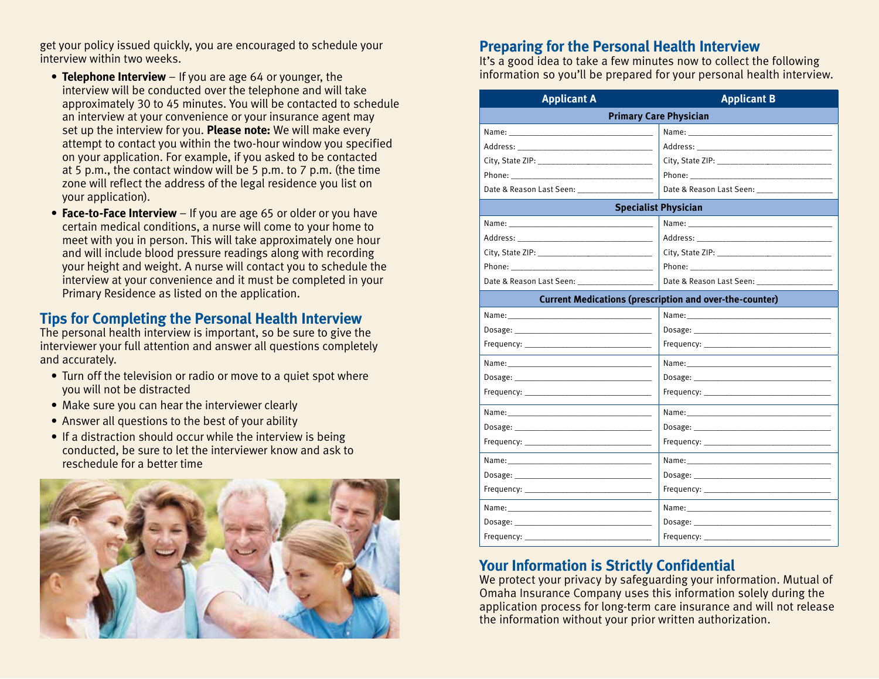get your policy issued quickly, you are encouraged to schedule your interview within two weeks.

- **Telephone Interview** – If you are age 64 or younger, the interview will be conducted over the telephone and will take approximately 30 to 45 minutes. You will be contacted to schedule an interview at your convenience or your insurance agent may set up the interview for you. **Please note:** We will make every attempt to contact you within the two-hour window you specified on your application. For example, if you asked to be contacted at 5 p.m., the contact window will be 5 p.m. to 7 p.m. (the time zone will reflect the address of the legal residence you list on your application).
- **Face-to-Face Interview** – If you are age 65 or older or you have certain medical conditions, a nurse will come to your home to meet with you in person. This will take approximately one hour and will include blood pressure readings along with recording your height and weight. A nurse will contact you to schedule the interview at your convenience and it must be completed in your Primary Residence as listed on the application.

## Tips for Completing the Personal Health Interview

The personal health interview is important, so be sure to give the interviewer your full attention and answer all questions completely and accurately.

- Turn off the television or radio or move to a quiet spot where you will not be distracted
- Make sure you can hear the interviewer clearly
- Answer all questions to the best of your ability
- If a distraction should occur while the interview is being conducted, be sure to let the interviewer know and ask to reschedule for a better time

## Preparing for the Personal Health Interview

It's a good idea to take a few minutes now to collect the following information so you'll be prepared for your personal health interview.

| Applicant A | Applicant B |
|---|---|
| **Primary Care Physician** | |
| Name: ______ | Name: ______ |
| Address: ______ | Address: ______ |
| City, State ZIP: ______ | City, State ZIP: ______ |
| Phone: ______ | Phone: ______ |
| Date & Reason Last Seen: ______ | Date & Reason Last Seen: ______ |
| **Specialist Physician** | |
| Name: ______ | Name: ______ |
| Address: ______ | Address: ______ |
| City, State ZIP: ______ | City, State ZIP: ______ |
| Phone: ______ | Phone: ______ |
| Date & Reason Last Seen: ______ | Date & Reason Last Seen: ______ |
| **Current Medications (prescription and over-the-counter)** | |
| Name: ______ | Name: ______ |
| Dosage: ______ | Dosage: ______ |
| Frequency: ______ | Frequency: ______ |
| Name: ______ | Name: ______ |
| Dosage: ______ | Dosage: ______ |
| Frequency: ______ | Frequency: ______ |
| Name: ______ | Name: ______ |
| Dosage: ______ | Dosage: ______ |
| Frequency: ______ | Frequency: ______ |
| Name: ______ | Name: ______ |
| Dosage: ______ | Dosage: ______ |
| Frequency: ______ | Frequency: ______ |
| Name: ______ | Name: ______ |
| Dosage: ______ | Dosage: ______ |
| Frequency: ______ | Frequency: ______ |

## Your Information is Strictly Confidential

We protect your privacy by safeguarding your information. Mutual of Omaha Insurance Company uses this information solely during the application process for long-term care insurance and will not release the information without your prior written authorization.